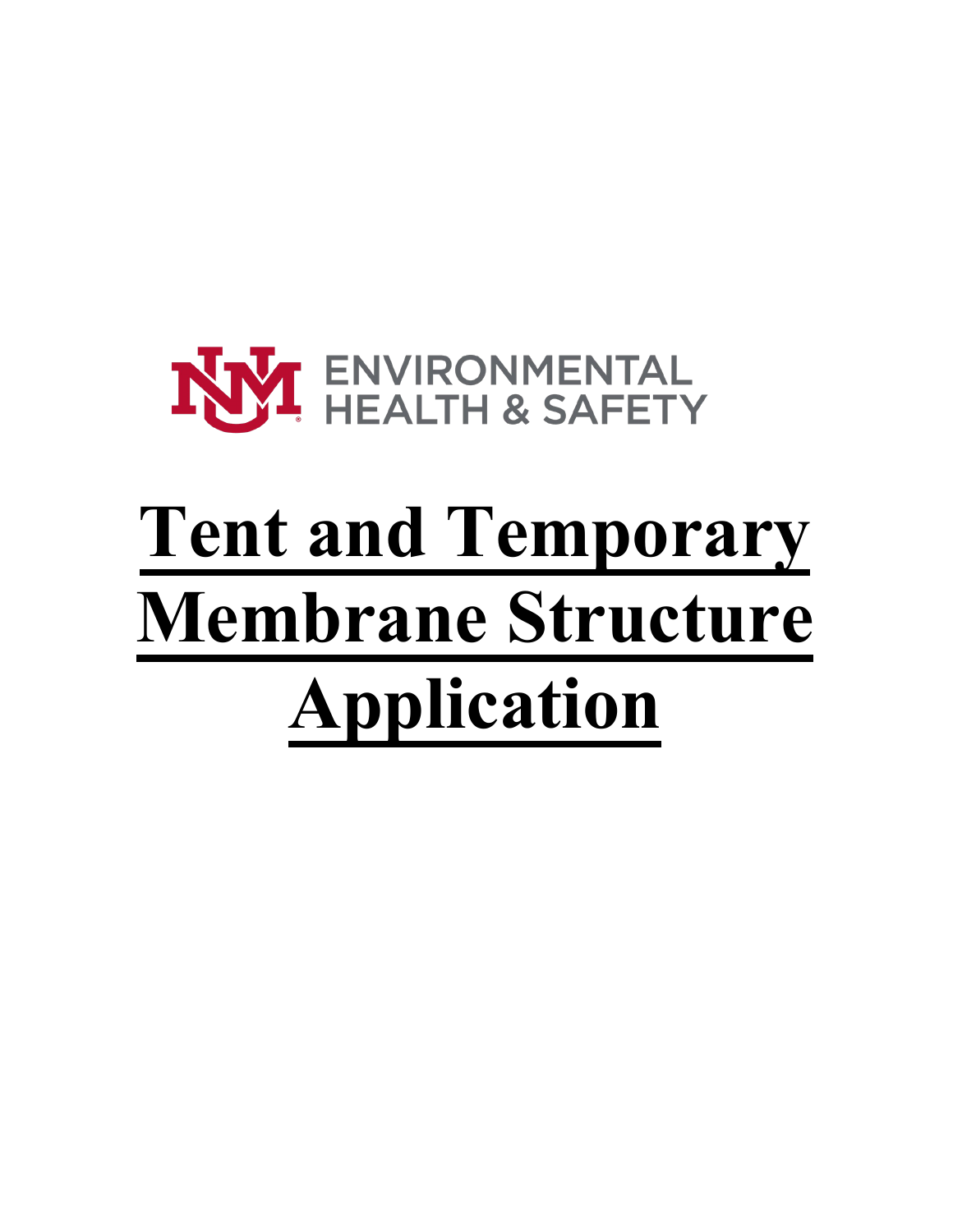ENVIRONMENTAL HEALTH & SAFETY

# Tent and Temporary Membrane Structure Application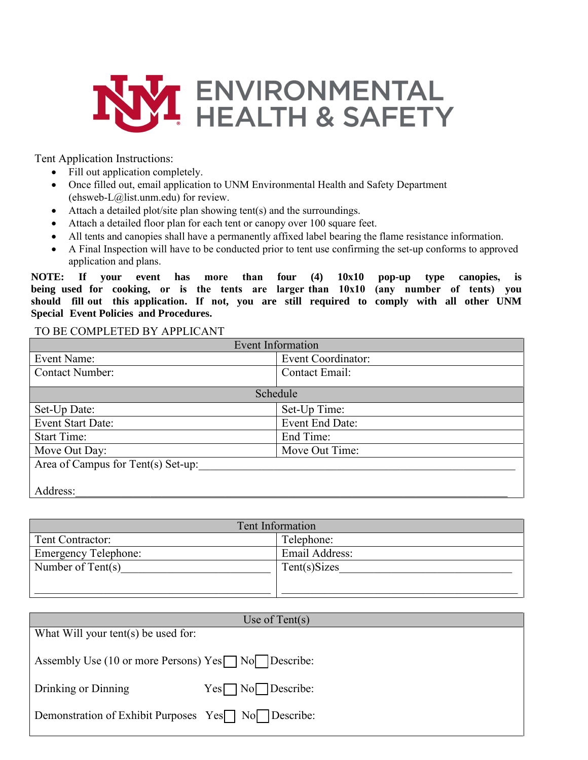# ENVIRONMENTAL HEALTH & SAFETY

Tent Application Instructions:

- Fill out application completely.
- Once filled out, email application to UNM Environmental Health and Safety Department (ehsweb-L@list.unm.edu) for review.
- Attach a detailed plot/site plan showing tent(s) and the surroundings.
- Attach a detailed floor plan for each tent or canopy over 100 square feet.
- All tents and canopies shall have a permanently affixed label bearing the flame resistance information.
- A Final Inspection will have to be conducted prior to tent use confirming the set-up conforms to approved application and plans.

**NOTE: If your event has more than four (4) 10x10 pop-up type canopies, is being used for cooking, or is the tents are larger than 10x10 (any number of tents) you should fill out this application. If not, you are still required to comply with all other UNM Special Event Policies and Procedures.**

TO BE COMPLETED BY APPLICANT

| Event Information | |
|---|---|
| Event Name: | Event Coordinator: |
| Contact Number: | Contact Email: |
| **Schedule** | |
| Set-Up Date: | Set-Up Time: |
| Event Start Date: | Event End Date: |
| Start Time: | End Time: |
| Move Out Day: | Move Out Time: |
| Area of Campus for Tent(s) Set-up:_______________ | |
| Address:_______________ | |

| Tent Information | |
|---|---|
| Tent Contractor: | Telephone: |
| Emergency Telephone: | Email Address: |
| Number of Tent(s)_______________ | Tent(s)Sizes_______________ |

| Use of Tent(s) |
|---|
| What Will your tent(s) be used for: |
| Assembly Use (10 or more Persons) Yes ☐ No ☐ Describe: |
| Drinking or Dinning Yes ☐ No ☐ Describe: |
| Demonstration of Exhibit Purposes Yes ☐ No ☐ Describe: |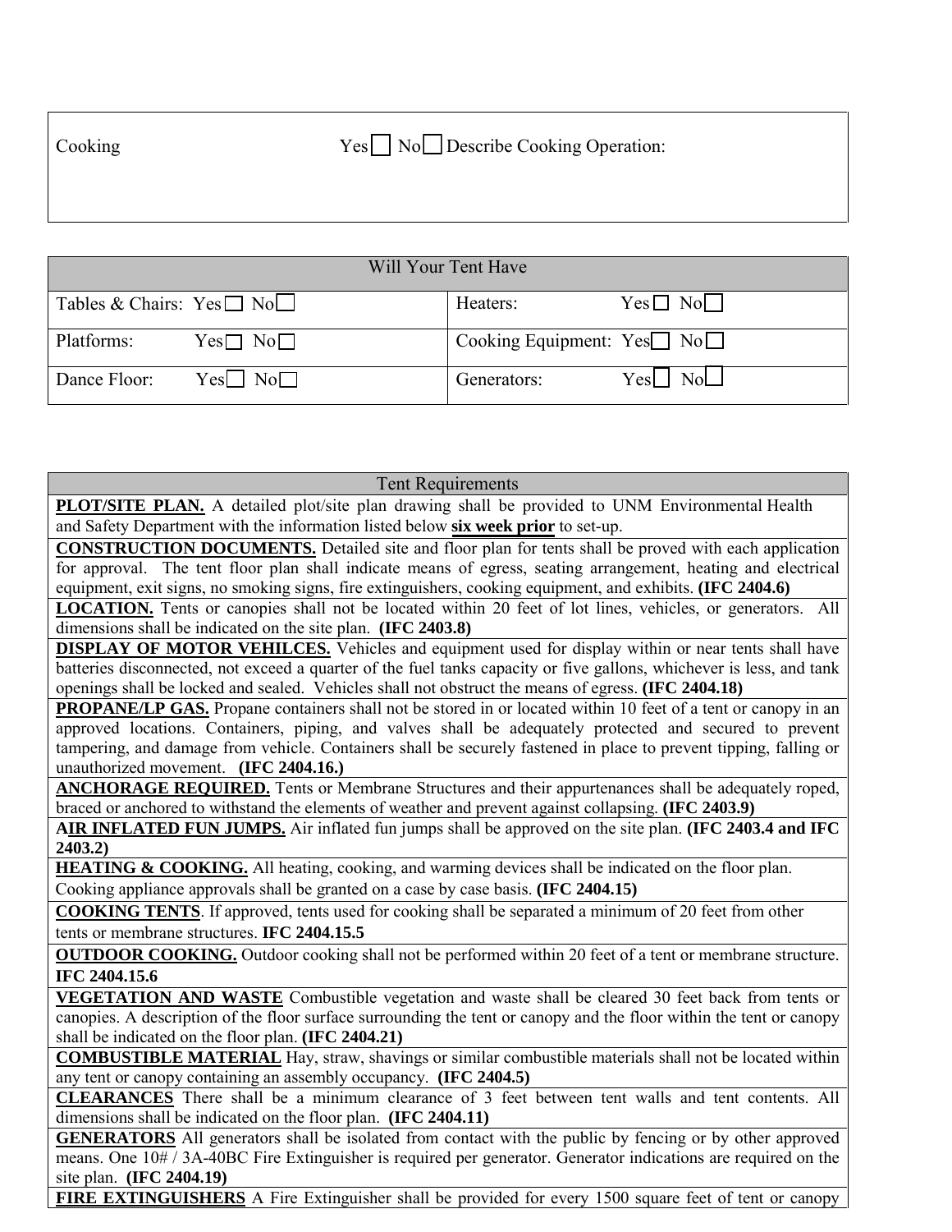| Cooking | Yes ☐ No ☐ Describe Cooking Operation: |
|---|---|

| Will Your Tent Have | |
|---|---|
| Tables & Chairs: Yes ☐ No ☐ | Heaters: Yes ☐ No ☐ |
| Platforms: Yes ☐ No ☐ | Cooking Equipment: Yes ☐ No ☐ |
| Dance Floor: Yes ☐ No ☐ | Generators: Yes ☐ No ☐ |

| Tent Requirements |
|---|
| **PLOT/SITE PLAN.** A detailed plot/site plan drawing shall be provided to UNM Environmental Health and Safety Department with the information listed below **six week prior** to set-up. |
| **CONSTRUCTION DOCUMENTS.** Detailed site and floor plan for tents shall be proved with each application for approval. The tent floor plan shall indicate means of egress, seating arrangement, heating and electrical equipment, exit signs, no smoking signs, fire extinguishers, cooking equipment, and exhibits. **(IFC 2404.6)** |
| **LOCATION.** Tents or canopies shall not be located within 20 feet of lot lines, vehicles, or generators. All dimensions shall be indicated on the site plan. **(IFC 2403.8)** |
| **DISPLAY OF MOTOR VEHILCES.** Vehicles and equipment used for display within or near tents shall have batteries disconnected, not exceed a quarter of the fuel tanks capacity or five gallons, whichever is less, and tank openings shall be locked and sealed. Vehicles shall not obstruct the means of egress. **(IFC 2404.18)** |
| **PROPANE/LP GAS.** Propane containers shall not be stored in or located within 10 feet of a tent or canopy in an approved locations. Containers, piping, and valves shall be adequately protected and secured to prevent tampering, and damage from vehicle. Containers shall be securely fastened in place to prevent tipping, falling or unauthorized movement. **(IFC 2404.16.)** |
| **ANCHORAGE REQUIRED.** Tents or Membrane Structures and their appurtenances shall be adequately roped, braced or anchored to withstand the elements of weather and prevent against collapsing. **(IFC 2403.9)** |
| **AIR INFLATED FUN JUMPS.** Air inflated fun jumps shall be approved on the site plan. **(IFC 2403.4 and IFC 2403.2)** |
| **HEATING & COOKING.** All heating, cooking, and warming devices shall be indicated on the floor plan. Cooking appliance approvals shall be granted on a case by case basis. **(IFC 2404.15)** |
| **COOKING TENTS**. If approved, tents used for cooking shall be separated a minimum of 20 feet from other tents or membrane structures. **IFC 2404.15.5** |
| **OUTDOOR COOKING.** Outdoor cooking shall not be performed within 20 feet of a tent or membrane structure. **IFC 2404.15.6** |
| **VEGETATION AND WASTE** Combustible vegetation and waste shall be cleared 30 feet back from tents or canopies. A description of the floor surface surrounding the tent or canopy and the floor within the tent or canopy shall be indicated on the floor plan. **(IFC 2404.21)** |
| **COMBUSTIBLE MATERIAL** Hay, straw, shavings or similar combustible materials shall not be located within any tent or canopy containing an assembly occupancy. **(IFC 2404.5)** |
| **CLEARANCES** There shall be a minimum clearance of 3 feet between tent walls and tent contents. All dimensions shall be indicated on the floor plan. **(IFC 2404.11)** |
| **GENERATORS** All generators shall be isolated from contact with the public by fencing or by other approved means. One 10# / 3A-40BC Fire Extinguisher is required per generator. Generator indications are required on the site plan. **(IFC 2404.19)** |
| **FIRE EXTINGUISHERS** A Fire Extinguisher shall be provided for every 1500 square feet of tent or canopy |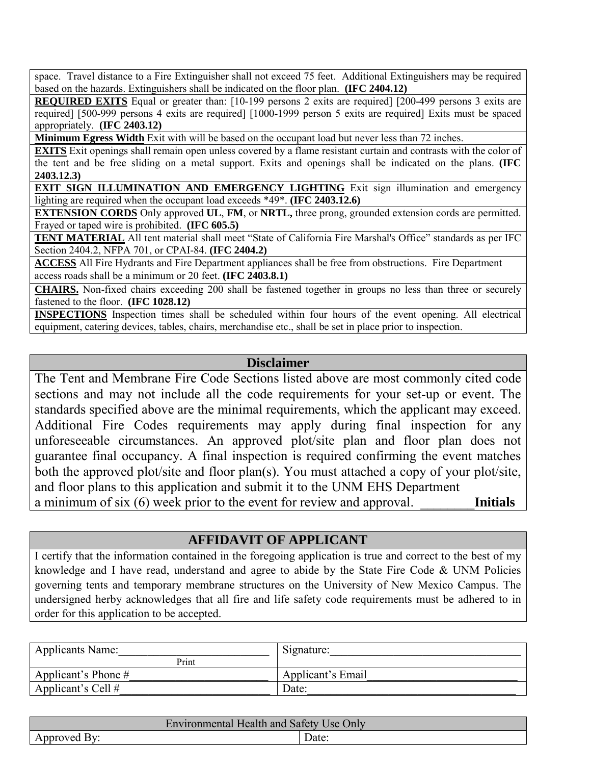space. Travel distance to a Fire Extinguisher shall not exceed 75 feet. Additional Extinguishers may be required based on the hazards. Extinguishers shall be indicated on the floor plan. **(IFC 2404.12)**

**REQUIRED EXITS** Equal or greater than: [10-199 persons 2 exits are required] [200-499 persons 3 exits are required] [500-999 persons 4 exits are required] [1000-1999 person 5 exits are required] Exits must be spaced appropriately. **(IFC 2403.12)**

**Minimum Egress Width** Exit with will be based on the occupant load but never less than 72 inches.

**EXITS** Exit openings shall remain open unless covered by a flame resistant curtain and contrasts with the color of the tent and be free sliding on a metal support. Exits and openings shall be indicated on the plans. **(IFC 2403.12.3)**

**EXIT SIGN ILLUMINATION AND EMERGENCY LIGHTING** Exit sign illumination and emergency lighting are required when the occupant load exceeds *49*. **(IFC 2403.12.6)**

**EXTENSION CORDS** Only approved **UL**, **FM**, or **NRTL,** three prong, grounded extension cords are permitted. Frayed or taped wire is prohibited. **(IFC 605.5)**

**TENT MATERIAL** All tent material shall meet "State of California Fire Marshal's Office" standards as per IFC Section 2404.2, NFPA 701, or CPAI-84. **(IFC 2404.2)**

**ACCESS** All Fire Hydrants and Fire Department appliances shall be free from obstructions. Fire Department access roads shall be a minimum or 20 feet. **(IFC 2403.8.1)**

**CHAIRS.** Non-fixed chairs exceeding 200 shall be fastened together in groups no less than three or securely fastened to the floor. **(IFC 1028.12)**

**INSPECTIONS** Inspection times shall be scheduled within four hours of the event opening. All electrical equipment, catering devices, tables, chairs, merchandise etc., shall be set in place prior to inspection.

## Disclaimer

The Tent and Membrane Fire Code Sections listed above are most commonly cited code sections and may not include all the code requirements for your set-up or event. The standards specified above are the minimal requirements, which the applicant may exceed. Additional Fire Codes requirements may apply during final inspection for any unforeseeable circumstances. An approved plot/site plan and floor plan does not guarantee final occupancy. A final inspection is required confirming the event matches both the approved plot/site and floor plan(s). You must attached a copy of your plot/site, and floor plans to this application and submit it to the UNM EHS Department a minimum of six (6) week prior to the event for review and approval. ________**Initials**

## AFFIDAVIT OF APPLICANT

I certify that the information contained in the foregoing application is true and correct to the best of my knowledge and I have read, understand and agree to abide by the State Fire Code & UNM Policies governing tents and temporary membrane structures on the University of New Mexico Campus. The undersigned herby acknowledges that all fire and life safety code requirements must be adhered to in order for this application to be accepted.

| Applicants Name:__________________________ (Print) | Signature:_________________________________ |
|---|---|
| Applicant's Phone #________________________ | Applicant's Email_________________________ |
| Applicant's Cell #_________________________ | Date:____________________________________ |

| Environmental Health and Safety Use Only | |
|---|---|
| Approved By: | Date: |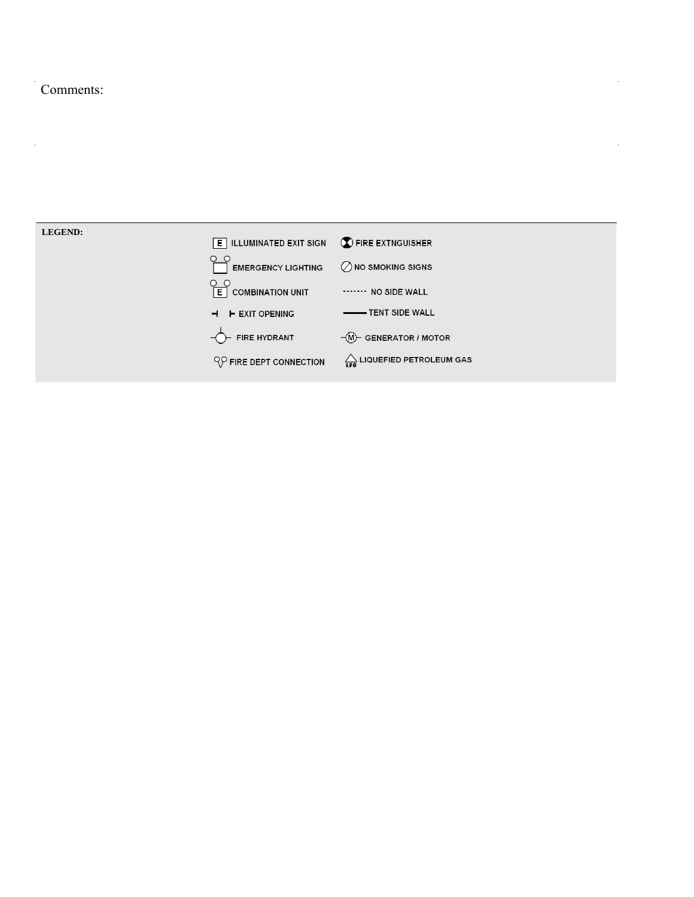Comments:

**LEGEND:**

| Symbol | Meaning | Symbol | Meaning |
| --- | --- | --- | --- |
| E | ILLUMINATED EXIT SIGN | | FIRE EXTNGUISHER |
| | EMERGENCY LIGHTING | | NO SMOKING SIGNS |
| E | COMBINATION UNIT | ······· | NO SIDE WALL |
| ┤ ├ | EXIT OPENING | —— | TENT SIDE WALL |
| | FIRE HYDRANT | M | GENERATOR / MOTOR |
| | FIRE DEPT CONNECTION | LPG | LIQUEFIED PETROLEUM GAS |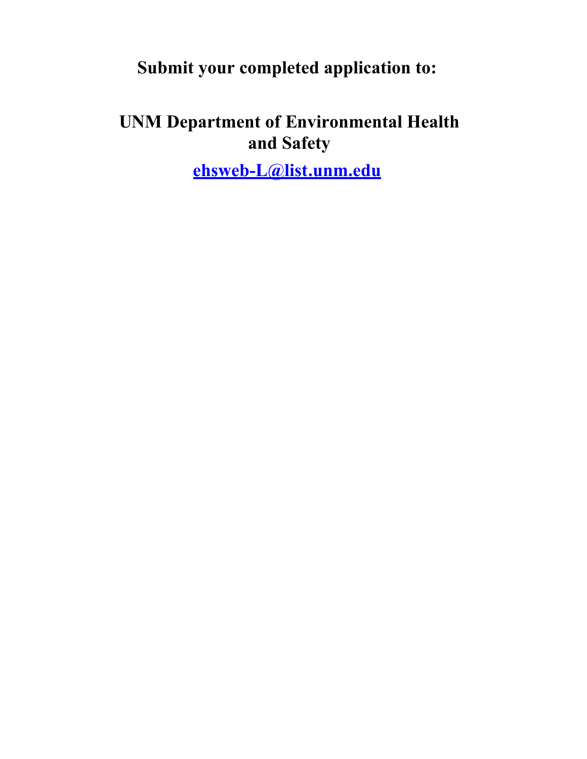**Submit your completed application to:**

**UNM Department of Environmental Health and Safety**

**[ehsweb-L@list.unm.edu](mailto:ehsweb-L@list.unm.edu)**